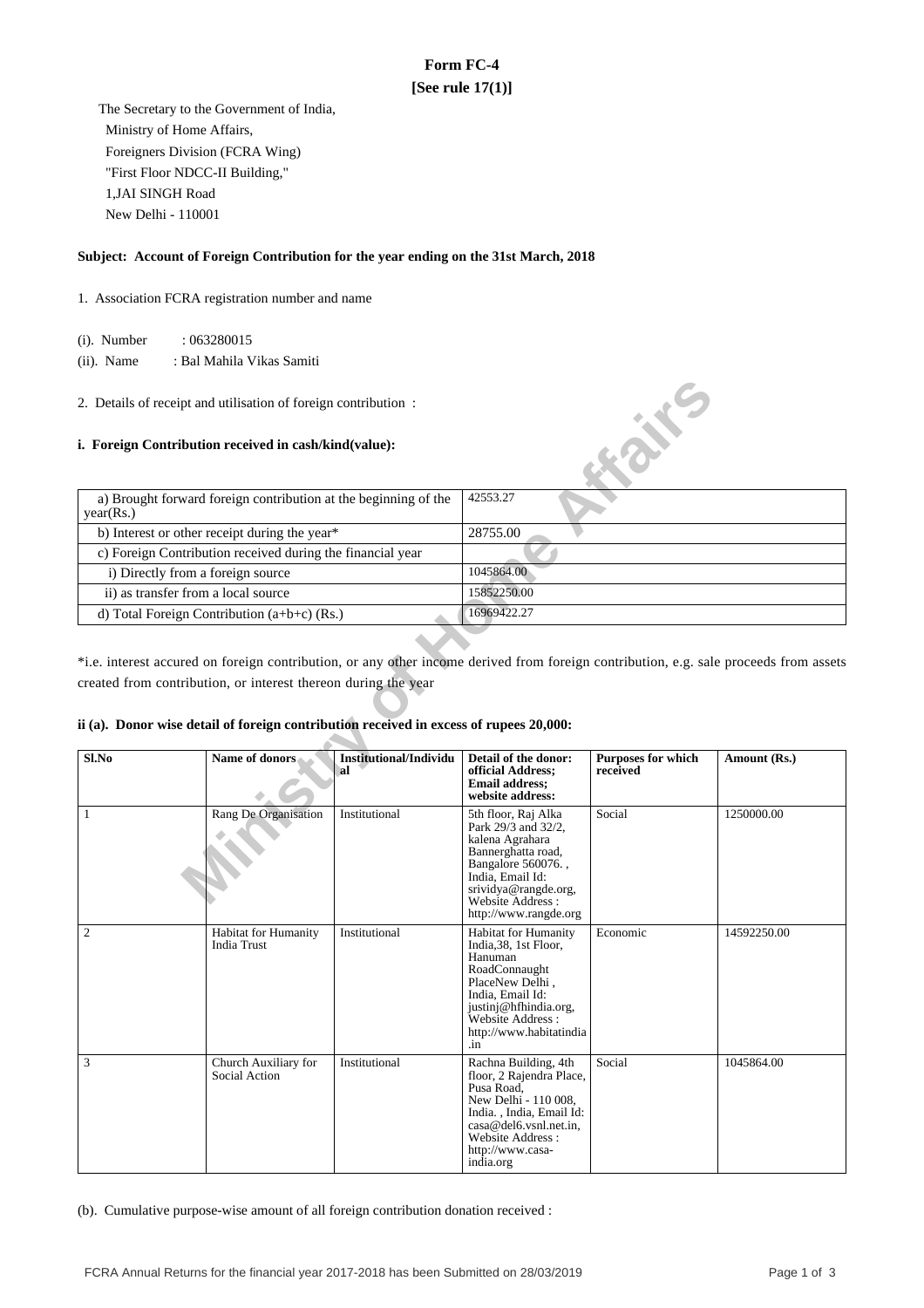# Form FC-4

**[See rule 17(1)]**

The Secretary to the Government of India,
Ministry of Home Affairs,
Foreigners Division (FCRA Wing)
"First Floor NDCC-II Building,"
1,JAI SINGH Road
New Delhi - 110001

**Subject: Account of Foreign Contribution for the year ending on the 31st March, 2018**

1. Association FCRA registration number and name

(i). Number : 063280015

(ii). Name : Bal Mahila Vikas Samiti

2. Details of receipt and utilisation of foreign contribution :

**i. Foreign Contribution received in cash/kind(value):**

| | |
|---|---|
| a) Brought forward foreign contribution at the beginning of the year(Rs.) | 42553.27 |
| b) Interest or other receipt during the year* | 28755.00 |
| c) Foreign Contribution received during the financial year | |
| i) Directly from a foreign source | 1045864.00 |
| ii) as transfer from a local source | 15852250.00 |
| d) Total Foreign Contribution (a+b+c) (Rs.) | 16969422.27 |

*i.e. interest accured on foreign contribution, or any other income derived from foreign contribution, e.g. sale proceeds from assets created from contribution, or interest thereon during the year

**ii (a). Donor wise detail of foreign contribution received in excess of rupees 20,000:**

| Sl.No | Name of donors | Institutional/Individual | Detail of the donor: official Address; Email address; website address: | Purposes for which received | Amount (Rs.) |
|---|---|---|---|---|---|
| 1 | Rang De Organisation | Institutional | 5th floor, Raj Alka Park 29/3 and 32/2, kalena Agrahara Bannerghatta road, Bangalore 560076. , India, Email Id: srividya@rangde.org, Website Address : http://www.rangde.org | Social | 1250000.00 |
| 2 | Habitat for Humanity India Trust | Institutional | Habitat for Humanity India,38, 1st Floor, Hanuman RoadConnaught PlaceNew Delhi , India, Email Id: justinj@hfhindia.org, Website Address : http://www.habitatindia.in | Economic | 14592250.00 |
| 3 | Church Auxiliary for Social Action | Institutional | Rachna Building, 4th floor, 2 Rajendra Place, Pusa Road, New Delhi - 110 008, India. , India, Email Id: casa@del6.vsnl.net.in, Website Address : http://www.casa-india.org | Social | 1045864.00 |

(b). Cumulative purpose-wise amount of all foreign contribution donation received :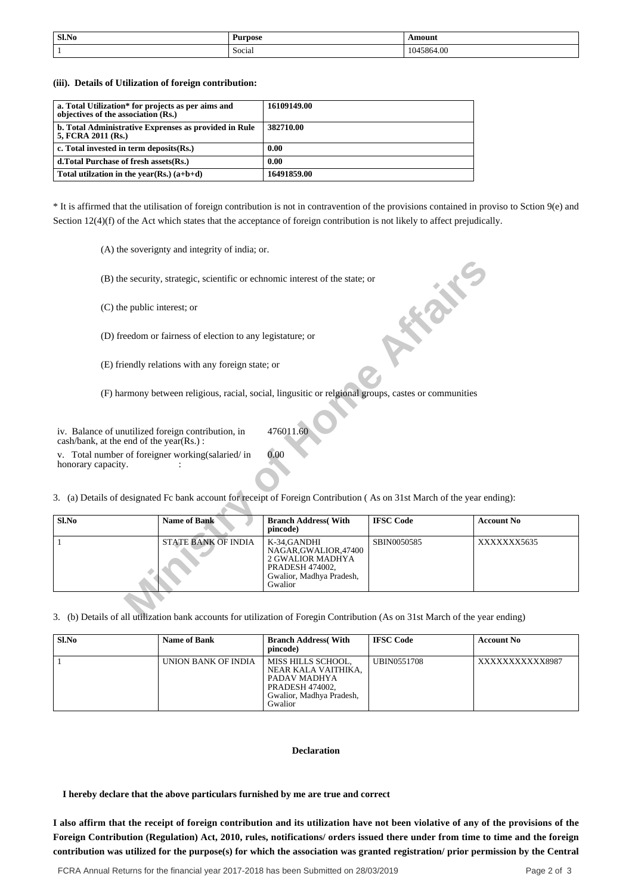| Sl.No | Purpose | Amount |
|---|---|---|
| 1 | Social | 1045864.00 |

**(iii). Details of Utilization of foreign contribution:**

| | |
|---|---|
| **a. Total Utilization* for projects as per aims and objectives of the association (Rs.)** | **16109149.00** |
| **b. Total Administrative Exprenses as provided in Rule 5, FCRA 2011 (Rs.)** | **382710.00** |
| **c. Total invested in term deposits(Rs.)** | **0.00** |
| **d.Total Purchase of fresh assets(Rs.)** | **0.00** |
| **Total utilzation in the year(Rs.) (a+b+d)** | **16491859.00** |

* It is affirmed that the utilisation of foreign contribution is not in contravention of the provisions contained in proviso to Sction 9(e) and Section 12(4)(f) of the Act which states that the acceptance of foreign contribution is not likely to affect prejudically.

(A) the soverignty and integrity of india; or.

(B) the security, strategic, scientific or echnomic interest of the state; or

(C) the public interest; or

(D) freedom or fairness of election to any legistature; or

(E) friendly relations with any foreign state; or

(F) harmony between religious, racial, social, lingusitic or relgional groups, castes or communities

| | |
|---|---|
| iv. Balance of unutilized foreign contribution, in cash/bank, at the end of the year(Rs.) : | 476011.60 |
| v. Total number of foreigner working(salaried/ in honorary capacity. : | 0.00 |

3. (a) Details of designated Fc bank account for receipt of Foreign Contribution ( As on 31st March of the year ending):

| Sl.No | Name of Bank | Branch Address( With pincode) | IFSC Code | Account No |
|---|---|---|---|---|
| 1 | STATE BANK OF INDIA | K-34,GANDHI NAGAR,GWALIOR,47400 2 GWALIOR MADHYA PRADESH 474002, Gwalior, Madhya Pradesh, Gwalior | SBIN0050585 | XXXXXXX5635 |

3. (b) Details of all utilization bank accounts for utilization of Foregin Contribution (As on 31st March of the year ending)

| Sl.No | Name of Bank | Branch Address( With pincode) | IFSC Code | Account No |
|---|---|---|---|---|
| 1 | UNION BANK OF INDIA | MISS HILLS SCHOOL, NEAR KALA VAITHIKA, PADAV MADHYA PRADESH 474002, Gwalior, Madhya Pradesh, Gwalior | UBIN0551708 | XXXXXXXXXXX8987 |

**Declaration**

**I hereby declare that the above particulars furnished by me are true and correct**

**I also affirm that the receipt of foreign contribution and its utilization have not been violative of any of the provisions of the Foreign Contribution (Regulation) Act, 2010, rules, notifications/ orders issued there under from time to time and the foreign contribution was utilized for the purpose(s) for which the association was granted registration/ prior permission by the Central**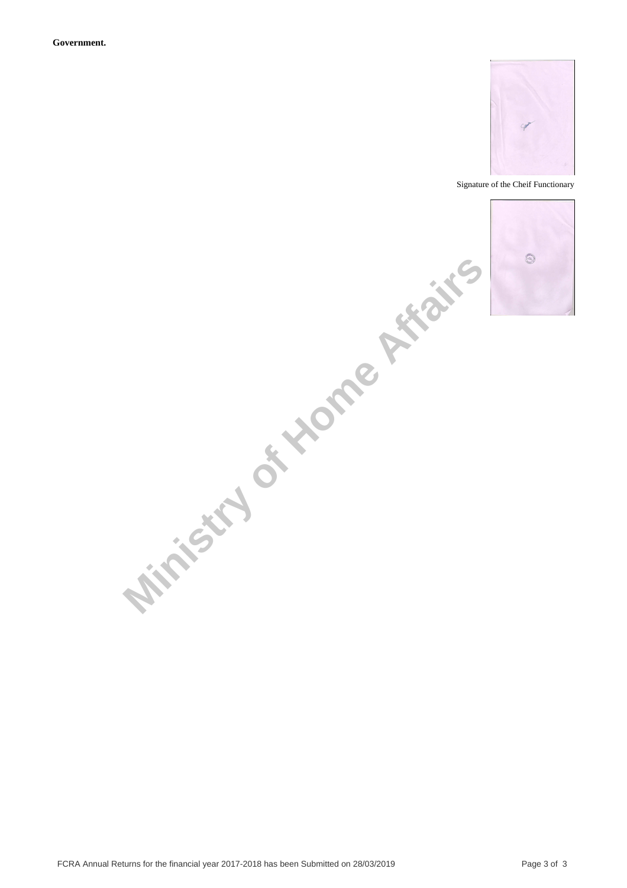**Government.**

Signature of the Cheif Functionary